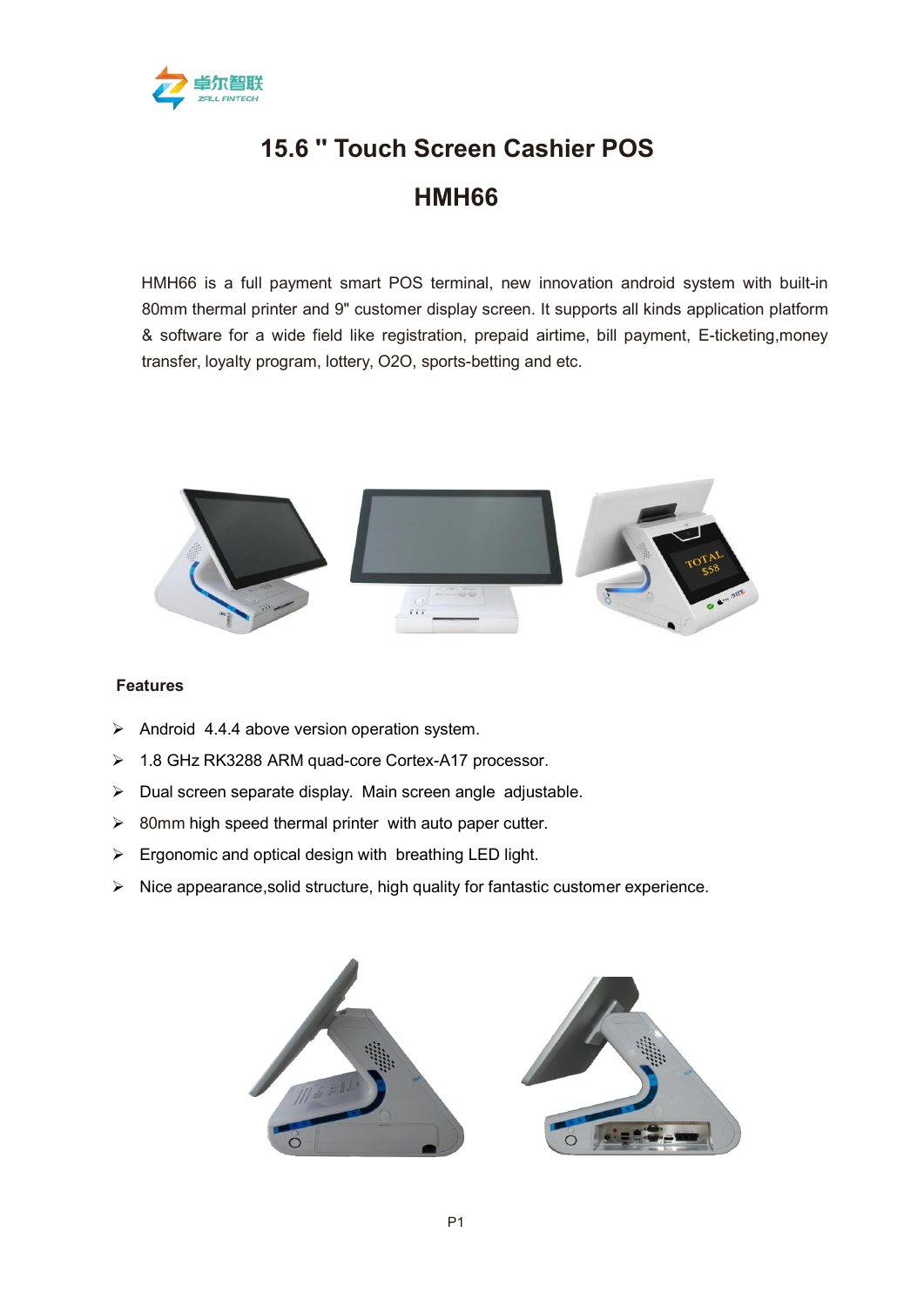# 15.6 " Touch Screen Cashier POS

# HMH66

HMH66 is a full payment smart POS terminal, new innovation android system with built-in 80mm thermal printer and 9" customer display screen. It supports all kinds application platform & software for a wide field like registration, prepaid airtime, bill payment, E-ticketing,money transfer, loyalty program, lottery, O2O, sports-betting and etc.

**Features**

- Android 4.4.4 above version operation system.
- 1.8 GHz RK3288 ARM quad-core Cortex-A17 processor.
- Dual screen separate display. Main screen angle adjustable.
- 80mm high speed thermal printer with auto paper cutter.
- Ergonomic and optical design with breathing LED light.
- Nice appearance,solid structure, high quality for fantastic customer experience.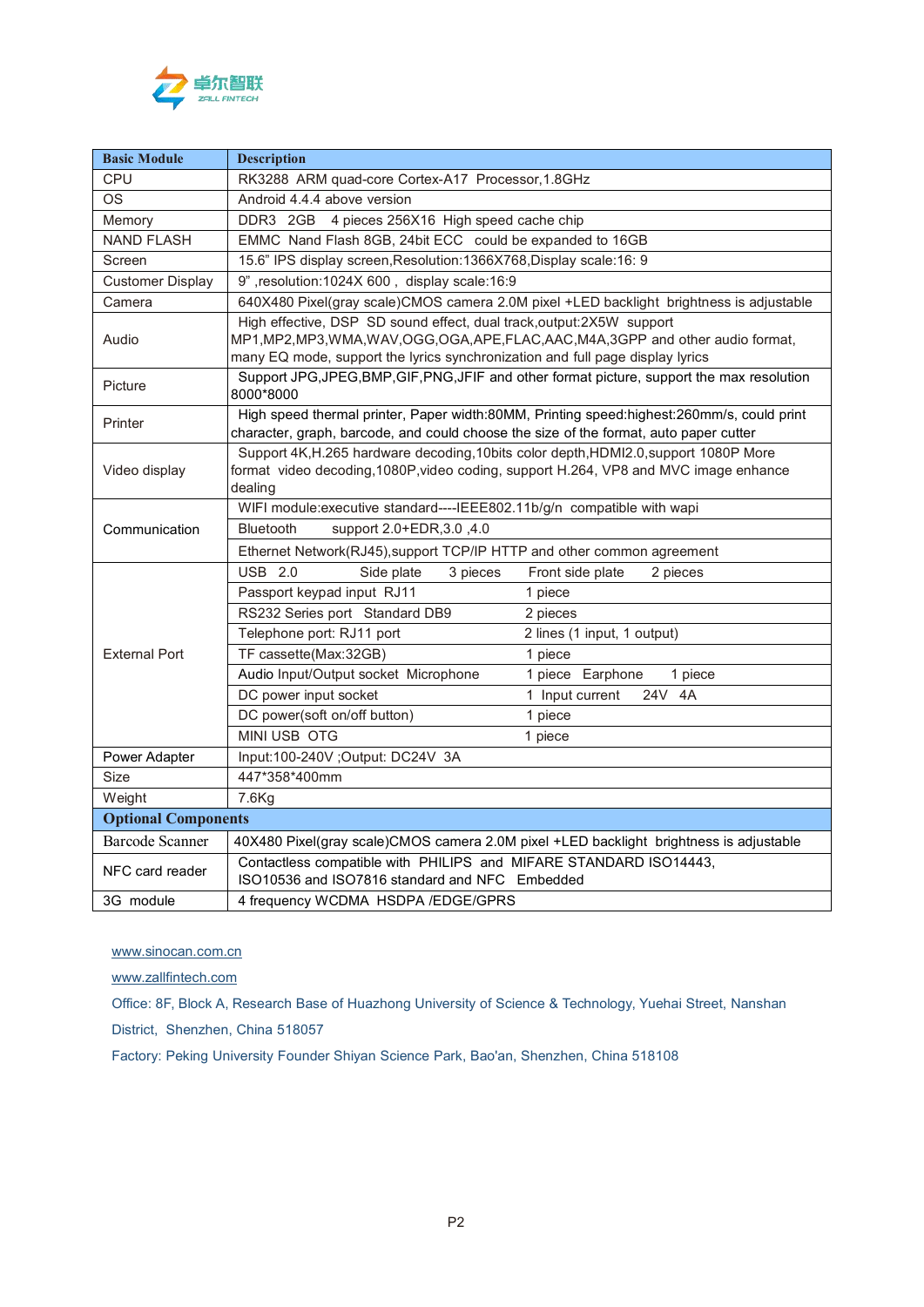| Basic Module | Description |
|---|---|
| CPU | RK3288 ARM quad-core Cortex-A17 Processor,1.8GHz |
| OS | Android 4.4.4 above version |
| Memory | DDR3 2GB 4 pieces 256X16 High speed cache chip |
| NAND FLASH | EMMC Nand Flash 8GB, 24bit ECC could be expanded to 16GB |
| Screen | 15.6" IPS display screen,Resolution:1366X768,Display scale:16: 9 |
| Customer Display | 9" ,resolution:1024X 600 , display scale:16:9 |
| Camera | 640X480 Pixel(gray scale)CMOS camera 2.0M pixel +LED backlight brightness is adjustable |
| Audio | High effective, DSP SD sound effect, dual track,output:2X5W support MP1,MP2,MP3,WMA,WAV,OGG,OGA,APE,FLAC,AAC,M4A,3GPP and other audio format, many EQ mode, support the lyrics synchronization and full page display lyrics |
| Picture | Support JPG,JPEG,BMP,GIF,PNG,JFIF and other format picture, support the max resolution 8000*8000 |
| Printer | High speed thermal printer, Paper width:80MM, Printing speed:highest:260mm/s, could print character, graph, barcode, and could choose the size of the format, auto paper cutter |
| Video display | Support 4K,H.265 hardware decoding,10bits color depth,HDMI2.0,support 1080P More format video decoding,1080P,video coding, support H.264, VP8 and MVC image enhance dealing |
| Communication | WIFI module:executive standard----IEEE802.11b/g/n compatible with wapi |
| | Bluetooth support 2.0+EDR,3.0 ,4.0 |
| | Ethernet Network(RJ45),support TCP/IP HTTP and other common agreement |
| External Port | USB 2.0 Side plate 3 pieces Front side plate 2 pieces |
| | Passport keypad input RJ11 1 piece |
| | RS232 Series port Standard DB9 2 pieces |
| | Telephone port: RJ11 port 2 lines (1 input, 1 output) |
| | TF cassette(Max:32GB) 1 piece |
| | Audio Input/Output socket Microphone 1 piece Earphone 1 piece |
| | DC power input socket 1 Input current 24V 4A |
| | DC power(soft on/off button) 1 piece |
| | MINI USB OTG 1 piece |
| Power Adapter | Input:100-240V ;Output: DC24V 3A |
| Size | 447*358*400mm |
| Weight | 7.6Kg |
| **Optional Components** | |
| Barcode Scanner | 40X480 Pixel(gray scale)CMOS camera 2.0M pixel +LED backlight brightness is adjustable |
| NFC card reader | Contactless compatible with PHILIPS and MIFARE STANDARD ISO14443, ISO10536 and ISO7816 standard and NFC Embedded |
| 3G module | 4 frequency WCDMA HSDPA /EDGE/GPRS |

www.sinocan.com.cn

www.zallfintech.com

Office: 8F, Block A, Research Base of Huazhong University of Science & Technology, Yuehai Street, Nanshan District, Shenzhen, China 518057

Factory: Peking University Founder Shiyan Science Park, Bao'an, Shenzhen, China 518108